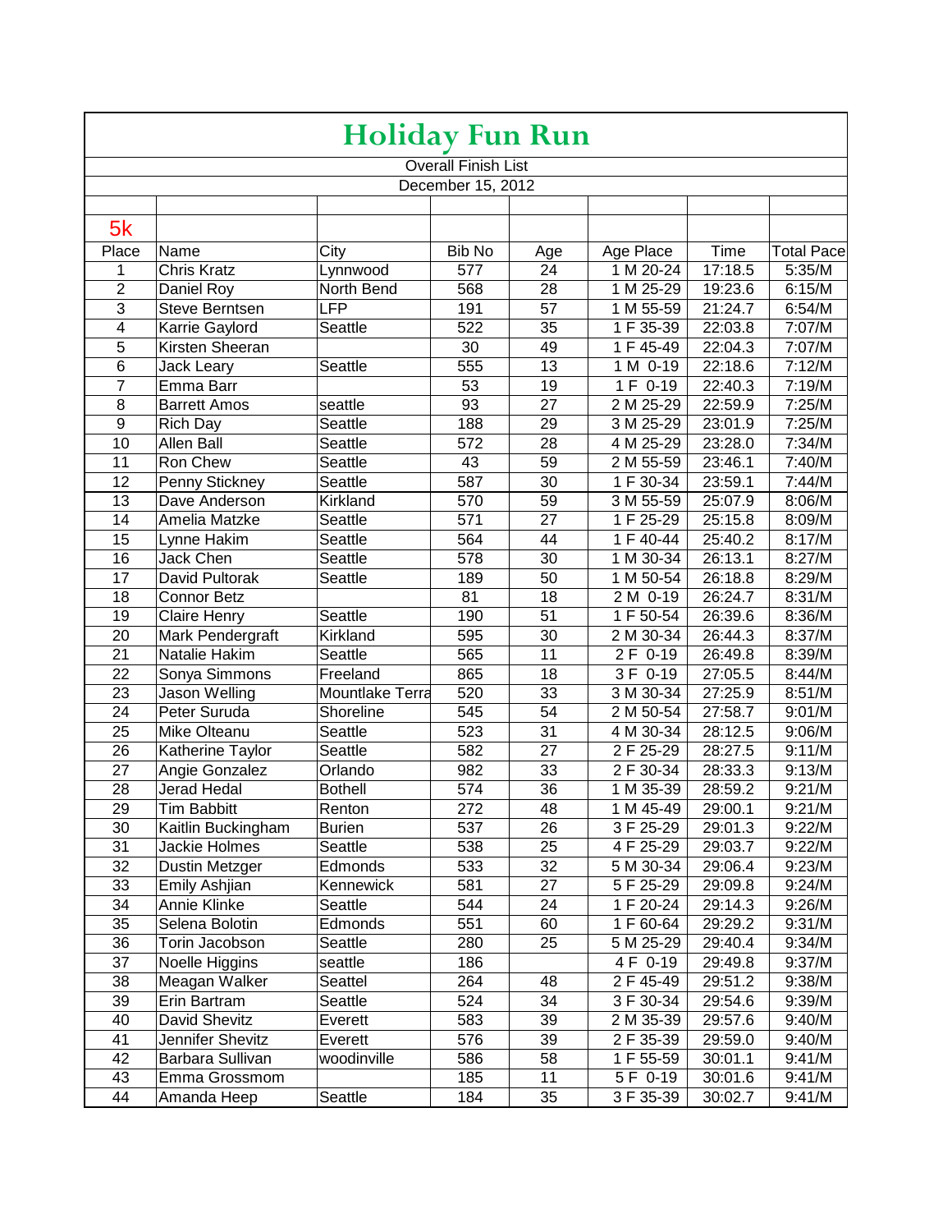# Holiday Fun Run

Overall Finish List

December 15, 2012

## 5k

| Place | Name | City | Bib No | Age | Age Place | Time | Total Pace |
|---|---|---|---|---|---|---|---|
| 1 | Chris Kratz | Lynnwood | 577 | 24 | 1 M 20-24 | 17:18.5 | 5:35/M |
| 2 | Daniel Roy | North Bend | 568 | 28 | 1 M 25-29 | 19:23.6 | 6:15/M |
| 3 | Steve Berntsen | LFP | 191 | 57 | 1 M 55-59 | 21:24.7 | 6:54/M |
| 4 | Karrie Gaylord | Seattle | 522 | 35 | 1 F 35-39 | 22:03.8 | 7:07/M |
| 5 | Kirsten Sheeran | | 30 | 49 | 1 F 45-49 | 22:04.3 | 7:07/M |
| 6 | Jack Leary | Seattle | 555 | 13 | 1 M 0-19 | 22:18.6 | 7:12/M |
| 7 | Emma Barr | | 53 | 19 | 1 F 0-19 | 22:40.3 | 7:19/M |
| 8 | Barrett Amos | seattle | 93 | 27 | 2 M 25-29 | 22:59.9 | 7:25/M |
| 9 | Rich Day | Seattle | 188 | 29 | 3 M 25-29 | 23:01.9 | 7:25/M |
| 10 | Allen Ball | Seattle | 572 | 28 | 4 M 25-29 | 23:28.0 | 7:34/M |
| 11 | Ron Chew | Seattle | 43 | 59 | 2 M 55-59 | 23:46.1 | 7:40/M |
| 12 | Penny Stickney | Seattle | 587 | 30 | 1 F 30-34 | 23:59.1 | 7:44/M |
| 13 | Dave Anderson | Kirkland | 570 | 59 | 3 M 55-59 | 25:07.9 | 8:06/M |
| 14 | Amelia Matzke | Seattle | 571 | 27 | 1 F 25-29 | 25:15.8 | 8:09/M |
| 15 | Lynne Hakim | Seattle | 564 | 44 | 1 F 40-44 | 25:40.2 | 8:17/M |
| 16 | Jack Chen | Seattle | 578 | 30 | 1 M 30-34 | 26:13.1 | 8:27/M |
| 17 | David Pultorak | Seattle | 189 | 50 | 1 M 50-54 | 26:18.8 | 8:29/M |
| 18 | Connor Betz | | 81 | 18 | 2 M 0-19 | 26:24.7 | 8:31/M |
| 19 | Claire Henry | Seattle | 190 | 51 | 1 F 50-54 | 26:39.6 | 8:36/M |
| 20 | Mark Pendergraft | Kirkland | 595 | 30 | 2 M 30-34 | 26:44.3 | 8:37/M |
| 21 | Natalie Hakim | Seattle | 565 | 11 | 2 F 0-19 | 26:49.8 | 8:39/M |
| 22 | Sonya Simmons | Freeland | 865 | 18 | 3 F 0-19 | 27:05.5 | 8:44/M |
| 23 | Jason Welling | Mountlake Terra | 520 | 33 | 3 M 30-34 | 27:25.9 | 8:51/M |
| 24 | Peter Suruda | Shoreline | 545 | 54 | 2 M 50-54 | 27:58.7 | 9:01/M |
| 25 | Mike Olteanu | Seattle | 523 | 31 | 4 M 30-34 | 28:12.5 | 9:06/M |
| 26 | Katherine Taylor | Seattle | 582 | 27 | 2 F 25-29 | 28:27.5 | 9:11/M |
| 27 | Angie Gonzalez | Orlando | 982 | 33 | 2 F 30-34 | 28:33.3 | 9:13/M |
| 28 | Jerad Hedal | Bothell | 574 | 36 | 1 M 35-39 | 28:59.2 | 9:21/M |
| 29 | Tim Babbitt | Renton | 272 | 48 | 1 M 45-49 | 29:00.1 | 9:21/M |
| 30 | Kaitlin Buckingham | Burien | 537 | 26 | 3 F 25-29 | 29:01.3 | 9:22/M |
| 31 | Jackie Holmes | Seattle | 538 | 25 | 4 F 25-29 | 29:03.7 | 9:22/M |
| 32 | Dustin Metzger | Edmonds | 533 | 32 | 5 M 30-34 | 29:06.4 | 9:23/M |
| 33 | Emily Ashjian | Kennewick | 581 | 27 | 5 F 25-29 | 29:09.8 | 9:24/M |
| 34 | Annie Klinke | Seattle | 544 | 24 | 1 F 20-24 | 29:14.3 | 9:26/M |
| 35 | Selena Bolotin | Edmonds | 551 | 60 | 1 F 60-64 | 29:29.2 | 9:31/M |
| 36 | Torin Jacobson | Seattle | 280 | 25 | 5 M 25-29 | 29:40.4 | 9:34/M |
| 37 | Noelle Higgins | seattle | 186 | | 4 F 0-19 | 29:49.8 | 9:37/M |
| 38 | Meagan Walker | Seattel | 264 | 48 | 2 F 45-49 | 29:51.2 | 9:38/M |
| 39 | Erin Bartram | Seattle | 524 | 34 | 3 F 30-34 | 29:54.6 | 9:39/M |
| 40 | David Shevitz | Everett | 583 | 39 | 2 M 35-39 | 29:57.6 | 9:40/M |
| 41 | Jennifer Shevitz | Everett | 576 | 39 | 2 F 35-39 | 29:59.0 | 9:40/M |
| 42 | Barbara Sullivan | woodinville | 586 | 58 | 1 F 55-59 | 30:01.1 | 9:41/M |
| 43 | Emma Grossmom | | 185 | 11 | 5 F 0-19 | 30:01.6 | 9:41/M |
| 44 | Amanda Heep | Seattle | 184 | 35 | 3 F 35-39 | 30:02.7 | 9:41/M |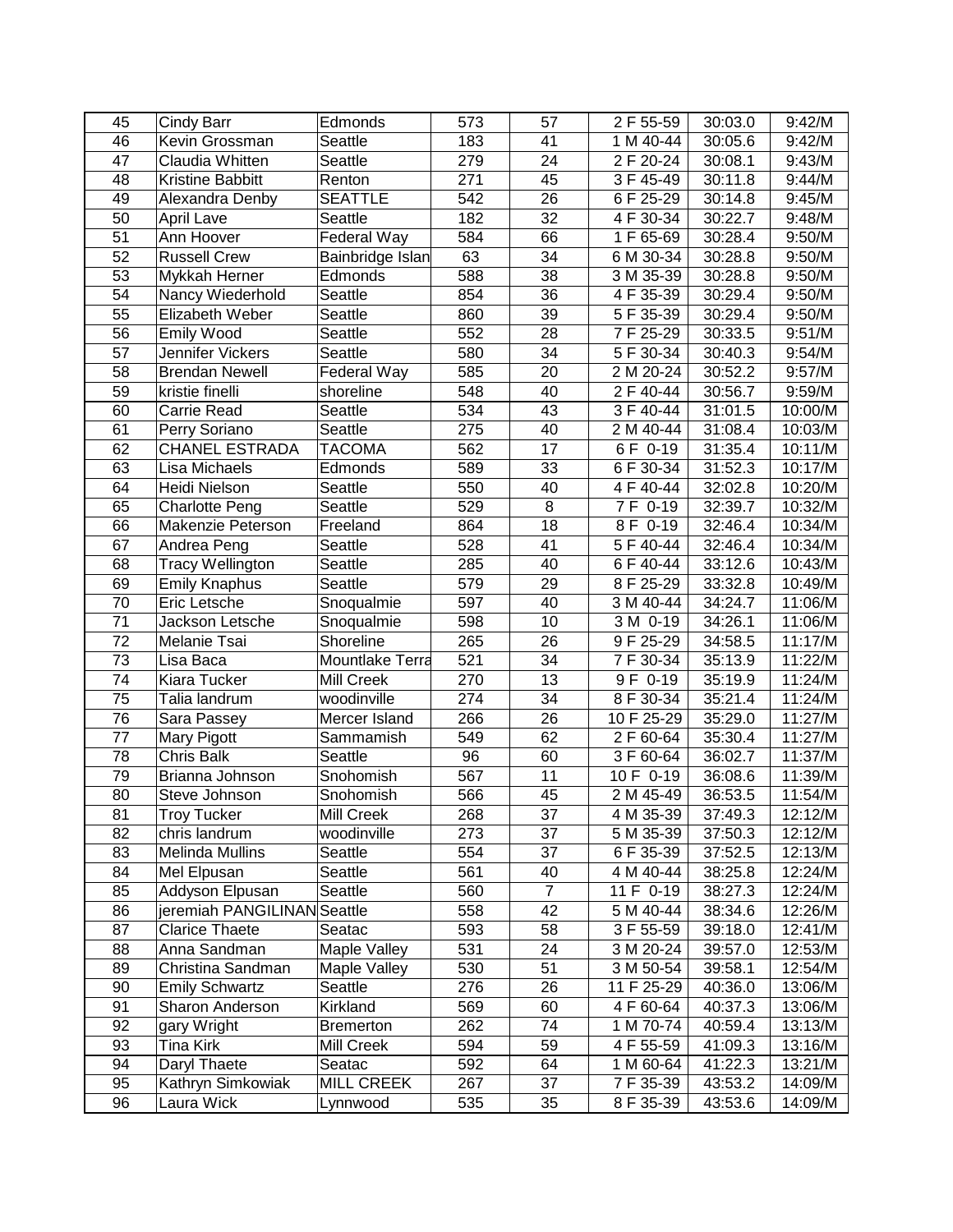| | | | | | | | |
|---|---|---|---|---|---|---|---|
| 45 | Cindy Barr | Edmonds | 573 | 57 | 2 F 55-59 | 30:03.0 | 9:42/M |
| 46 | Kevin Grossman | Seattle | 183 | 41 | 1 M 40-44 | 30:05.6 | 9:42/M |
| 47 | Claudia Whitten | Seattle | 279 | 24 | 2 F 20-24 | 30:08.1 | 9:43/M |
| 48 | Kristine Babbitt | Renton | 271 | 45 | 3 F 45-49 | 30:11.8 | 9:44/M |
| 49 | Alexandra Denby | SEATTLE | 542 | 26 | 6 F 25-29 | 30:14.8 | 9:45/M |
| 50 | April Lave | Seattle | 182 | 32 | 4 F 30-34 | 30:22.7 | 9:48/M |
| 51 | Ann Hoover | Federal Way | 584 | 66 | 1 F 65-69 | 30:28.4 | 9:50/M |
| 52 | Russell Crew | Bainbridge Islan | 63 | 34 | 6 M 30-34 | 30:28.8 | 9:50/M |
| 53 | Mykkah Herner | Edmonds | 588 | 38 | 3 M 35-39 | 30:28.8 | 9:50/M |
| 54 | Nancy Wiederhold | Seattle | 854 | 36 | 4 F 35-39 | 30:29.4 | 9:50/M |
| 55 | Elizabeth Weber | Seattle | 860 | 39 | 5 F 35-39 | 30:29.4 | 9:50/M |
| 56 | Emily Wood | Seattle | 552 | 28 | 7 F 25-29 | 30:33.5 | 9:51/M |
| 57 | Jennifer Vickers | Seattle | 580 | 34 | 5 F 30-34 | 30:40.3 | 9:54/M |
| 58 | Brendan Newell | Federal Way | 585 | 20 | 2 M 20-24 | 30:52.2 | 9:57/M |
| 59 | kristie finelli | shoreline | 548 | 40 | 2 F 40-44 | 30:56.7 | 9:59/M |
| 60 | Carrie Read | Seattle | 534 | 43 | 3 F 40-44 | 31:01.5 | 10:00/M |
| 61 | Perry Soriano | Seattle | 275 | 40 | 2 M 40-44 | 31:08.4 | 10:03/M |
| 62 | CHANEL ESTRADA | TACOMA | 562 | 17 | 6 F 0-19 | 31:35.4 | 10:11/M |
| 63 | Lisa Michaels | Edmonds | 589 | 33 | 6 F 30-34 | 31:52.3 | 10:17/M |
| 64 | Heidi Nielson | Seattle | 550 | 40 | 4 F 40-44 | 32:02.8 | 10:20/M |
| 65 | Charlotte Peng | Seattle | 529 | 8 | 7 F 0-19 | 32:39.7 | 10:32/M |
| 66 | Makenzie Peterson | Freeland | 864 | 18 | 8 F 0-19 | 32:46.4 | 10:34/M |
| 67 | Andrea Peng | Seattle | 528 | 41 | 5 F 40-44 | 32:46.4 | 10:34/M |
| 68 | Tracy Wellington | Seattle | 285 | 40 | 6 F 40-44 | 33:12.6 | 10:43/M |
| 69 | Emily Knaphus | Seattle | 579 | 29 | 8 F 25-29 | 33:32.8 | 10:49/M |
| 70 | Eric Letsche | Snoqualmie | 597 | 40 | 3 M 40-44 | 34:24.7 | 11:06/M |
| 71 | Jackson Letsche | Snoqualmie | 598 | 10 | 3 M 0-19 | 34:26.1 | 11:06/M |
| 72 | Melanie Tsai | Shoreline | 265 | 26 | 9 F 25-29 | 34:58.5 | 11:17/M |
| 73 | Lisa Baca | Mountlake Terra | 521 | 34 | 7 F 30-34 | 35:13.9 | 11:22/M |
| 74 | Kiara Tucker | Mill Creek | 270 | 13 | 9 F 0-19 | 35:19.9 | 11:24/M |
| 75 | Talia landrum | woodinville | 274 | 34 | 8 F 30-34 | 35:21.4 | 11:24/M |
| 76 | Sara Passey | Mercer Island | 266 | 26 | 10 F 25-29 | 35:29.0 | 11:27/M |
| 77 | Mary Pigott | Sammamish | 549 | 62 | 2 F 60-64 | 35:30.4 | 11:27/M |
| 78 | Chris Balk | Seattle | 96 | 60 | 3 F 60-64 | 36:02.7 | 11:37/M |
| 79 | Brianna Johnson | Snohomish | 567 | 11 | 10 F 0-19 | 36:08.6 | 11:39/M |
| 80 | Steve Johnson | Snohomish | 566 | 45 | 2 M 45-49 | 36:53.5 | 11:54/M |
| 81 | Troy Tucker | Mill Creek | 268 | 37 | 4 M 35-39 | 37:49.3 | 12:12/M |
| 82 | chris landrum | woodinville | 273 | 37 | 5 M 35-39 | 37:50.3 | 12:12/M |
| 83 | Melinda Mullins | Seattle | 554 | 37 | 6 F 35-39 | 37:52.5 | 12:13/M |
| 84 | Mel Elpusan | Seattle | 561 | 40 | 4 M 40-44 | 38:25.8 | 12:24/M |
| 85 | Addyson Elpusan | Seattle | 560 | 7 | 11 F 0-19 | 38:27.3 | 12:24/M |
| 86 | jeremiah PANGILINAN | Seattle | 558 | 42 | 5 M 40-44 | 38:34.6 | 12:26/M |
| 87 | Clarice Thaete | Seatac | 593 | 58 | 3 F 55-59 | 39:18.0 | 12:41/M |
| 88 | Anna Sandman | Maple Valley | 531 | 24 | 3 M 20-24 | 39:57.0 | 12:53/M |
| 89 | Christina Sandman | Maple Valley | 530 | 51 | 3 M 50-54 | 39:58.1 | 12:54/M |
| 90 | Emily Schwartz | Seattle | 276 | 26 | 11 F 25-29 | 40:36.0 | 13:06/M |
| 91 | Sharon Anderson | Kirkland | 569 | 60 | 4 F 60-64 | 40:37.3 | 13:06/M |
| 92 | gary Wright | Bremerton | 262 | 74 | 1 M 70-74 | 40:59.4 | 13:13/M |
| 93 | Tina Kirk | Mill Creek | 594 | 59 | 4 F 55-59 | 41:09.3 | 13:16/M |
| 94 | Daryl Thaete | Seatac | 592 | 64 | 1 M 60-64 | 41:22.3 | 13:21/M |
| 95 | Kathryn Simkowiak | MILL CREEK | 267 | 37 | 7 F 35-39 | 43:53.2 | 14:09/M |
| 96 | Laura Wick | Lynnwood | 535 | 35 | 8 F 35-39 | 43:53.6 | 14:09/M |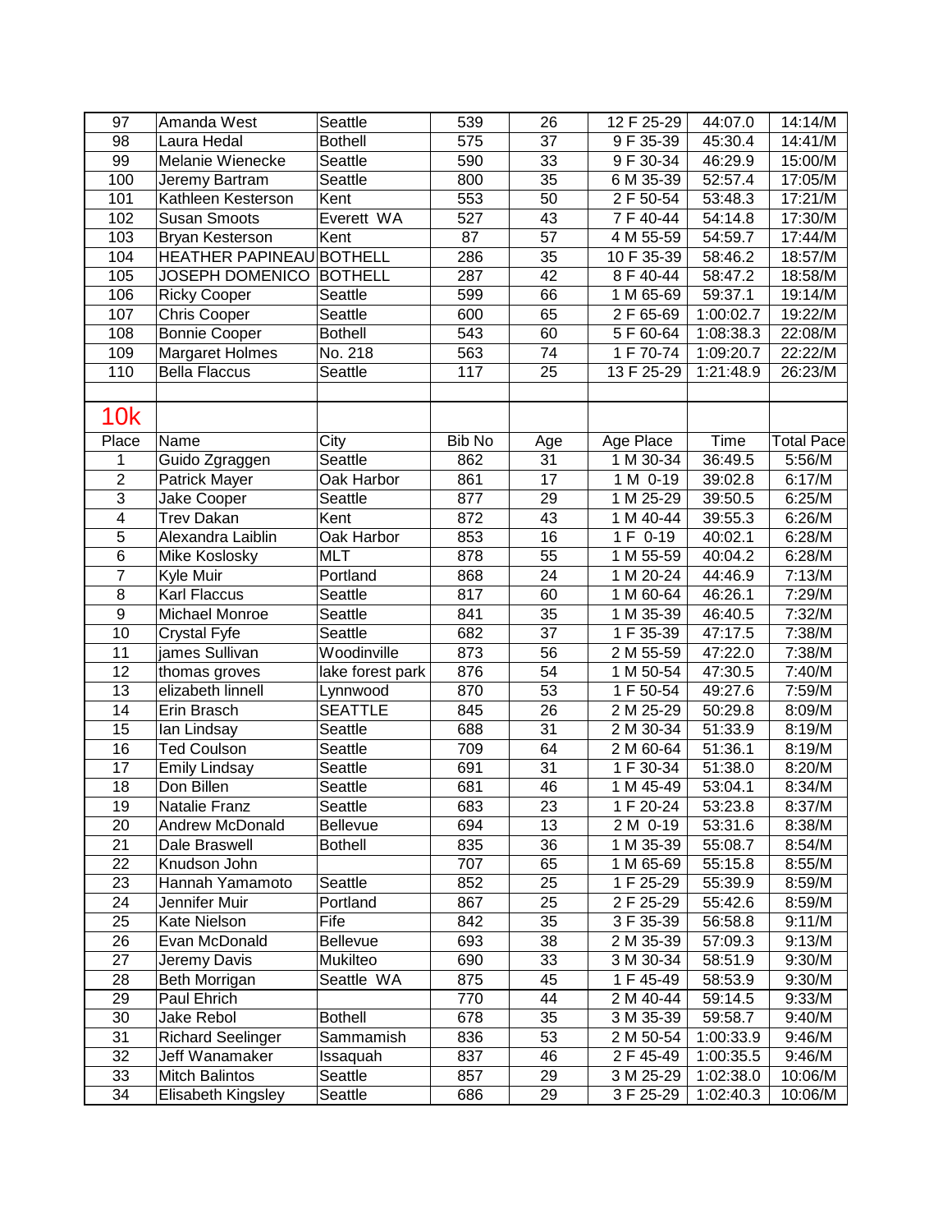| | | | | | | | |
|---|---|---|---|---|---|---|---|
| 97 | Amanda West | Seattle | 539 | 26 | 12 F 25-29 | 44:07.0 | 14:14/M |
| 98 | Laura Hedal | Bothell | 575 | 37 | 9 F 35-39 | 45:30.4 | 14:41/M |
| 99 | Melanie Wienecke | Seattle | 590 | 33 | 9 F 30-34 | 46:29.9 | 15:00/M |
| 100 | Jeremy Bartram | Seattle | 800 | 35 | 6 M 35-39 | 52:57.4 | 17:05/M |
| 101 | Kathleen Kesterson | Kent | 553 | 50 | 2 F 50-54 | 53:48.3 | 17:21/M |
| 102 | Susan Smoots | Everett WA | 527 | 43 | 7 F 40-44 | 54:14.8 | 17:30/M |
| 103 | Bryan Kesterson | Kent | 87 | 57 | 4 M 55-59 | 54:59.7 | 17:44/M |
| 104 | HEATHER PAPINEAU | BOTHELL | 286 | 35 | 10 F 35-39 | 58:46.2 | 18:57/M |
| 105 | JOSEPH DOMENICO | BOTHELL | 287 | 42 | 8 F 40-44 | 58:47.2 | 18:58/M |
| 106 | Ricky Cooper | Seattle | 599 | 66 | 1 M 65-69 | 59:37.1 | 19:14/M |
| 107 | Chris Cooper | Seattle | 600 | 65 | 2 F 65-69 | 1:00:02.7 | 19:22/M |
| 108 | Bonnie Cooper | Bothell | 543 | 60 | 5 F 60-64 | 1:08:38.3 | 22:08/M |
| 109 | Margaret Holmes | No. 218 | 563 | 74 | 1 F 70-74 | 1:09:20.7 | 22:22/M |
| 110 | Bella Flaccus | Seattle | 117 | 25 | 13 F 25-29 | 1:21:48.9 | 26:23/M |

## 10k

| Place | Name | City | Bib No | Age | Age Place | Time | Total Pace |
|---|---|---|---|---|---|---|---|
| 1 | Guido Zgraggen | Seattle | 862 | 31 | 1 M 30-34 | 36:49.5 | 5:56/M |
| 2 | Patrick Mayer | Oak Harbor | 861 | 17 | 1 M 0-19 | 39:02.8 | 6:17/M |
| 3 | Jake Cooper | Seattle | 877 | 29 | 1 M 25-29 | 39:50.5 | 6:25/M |
| 4 | Trev Dakan | Kent | 872 | 43 | 1 M 40-44 | 39:55.3 | 6:26/M |
| 5 | Alexandra Laiblin | Oak Harbor | 853 | 16 | 1 F 0-19 | 40:02.1 | 6:28/M |
| 6 | Mike Koslosky | MLT | 878 | 55 | 1 M 55-59 | 40:04.2 | 6:28/M |
| 7 | Kyle Muir | Portland | 868 | 24 | 1 M 20-24 | 44:46.9 | 7:13/M |
| 8 | Karl Flaccus | Seattle | 817 | 60 | 1 M 60-64 | 46:26.1 | 7:29/M |
| 9 | Michael Monroe | Seattle | 841 | 35 | 1 M 35-39 | 46:40.5 | 7:32/M |
| 10 | Crystal Fyfe | Seattle | 682 | 37 | 1 F 35-39 | 47:17.5 | 7:38/M |
| 11 | james Sullivan | Woodinville | 873 | 56 | 2 M 55-59 | 47:22.0 | 7:38/M |
| 12 | thomas groves | lake forest park | 876 | 54 | 1 M 50-54 | 47:30.5 | 7:40/M |
| 13 | elizabeth linnell | Lynnwood | 870 | 53 | 1 F 50-54 | 49:27.6 | 7:59/M |
| 14 | Erin Brasch | SEATTLE | 845 | 26 | 2 M 25-29 | 50:29.8 | 8:09/M |
| 15 | Ian Lindsay | Seattle | 688 | 31 | 2 M 30-34 | 51:33.9 | 8:19/M |
| 16 | Ted Coulson | Seattle | 709 | 64 | 2 M 60-64 | 51:36.1 | 8:19/M |
| 17 | Emily Lindsay | Seattle | 691 | 31 | 1 F 30-34 | 51:38.0 | 8:20/M |
| 18 | Don Billen | Seattle | 681 | 46 | 1 M 45-49 | 53:04.1 | 8:34/M |
| 19 | Natalie Franz | Seattle | 683 | 23 | 1 F 20-24 | 53:23.8 | 8:37/M |
| 20 | Andrew McDonald | Bellevue | 694 | 13 | 2 M 0-19 | 53:31.6 | 8:38/M |
| 21 | Dale Braswell | Bothell | 835 | 36 | 1 M 35-39 | 55:08.7 | 8:54/M |
| 22 | Knudson John | | 707 | 65 | 1 M 65-69 | 55:15.8 | 8:55/M |
| 23 | Hannah Yamamoto | Seattle | 852 | 25 | 1 F 25-29 | 55:39.9 | 8:59/M |
| 24 | Jennifer Muir | Portland | 867 | 25 | 2 F 25-29 | 55:42.6 | 8:59/M |
| 25 | Kate Nielson | Fife | 842 | 35 | 3 F 35-39 | 56:58.8 | 9:11/M |
| 26 | Evan McDonald | Bellevue | 693 | 38 | 2 M 35-39 | 57:09.3 | 9:13/M |
| 27 | Jeremy Davis | Mukilteo | 690 | 33 | 3 M 30-34 | 58:51.9 | 9:30/M |
| 28 | Beth Morrigan | Seattle WA | 875 | 45 | 1 F 45-49 | 58:53.9 | 9:30/M |
| 29 | Paul Ehrich | | 770 | 44 | 2 M 40-44 | 59:14.5 | 9:33/M |
| 30 | Jake Rebol | Bothell | 678 | 35 | 3 M 35-39 | 59:58.7 | 9:40/M |
| 31 | Richard Seelinger | Sammamish | 836 | 53 | 2 M 50-54 | 1:00:33.9 | 9:46/M |
| 32 | Jeff Wanamaker | Issaquah | 837 | 46 | 2 F 45-49 | 1:00:35.5 | 9:46/M |
| 33 | Mitch Balintos | Seattle | 857 | 29 | 3 M 25-29 | 1:02:38.0 | 10:06/M |
| 34 | Elisabeth Kingsley | Seattle | 686 | 29 | 3 F 25-29 | 1:02:40.3 | 10:06/M |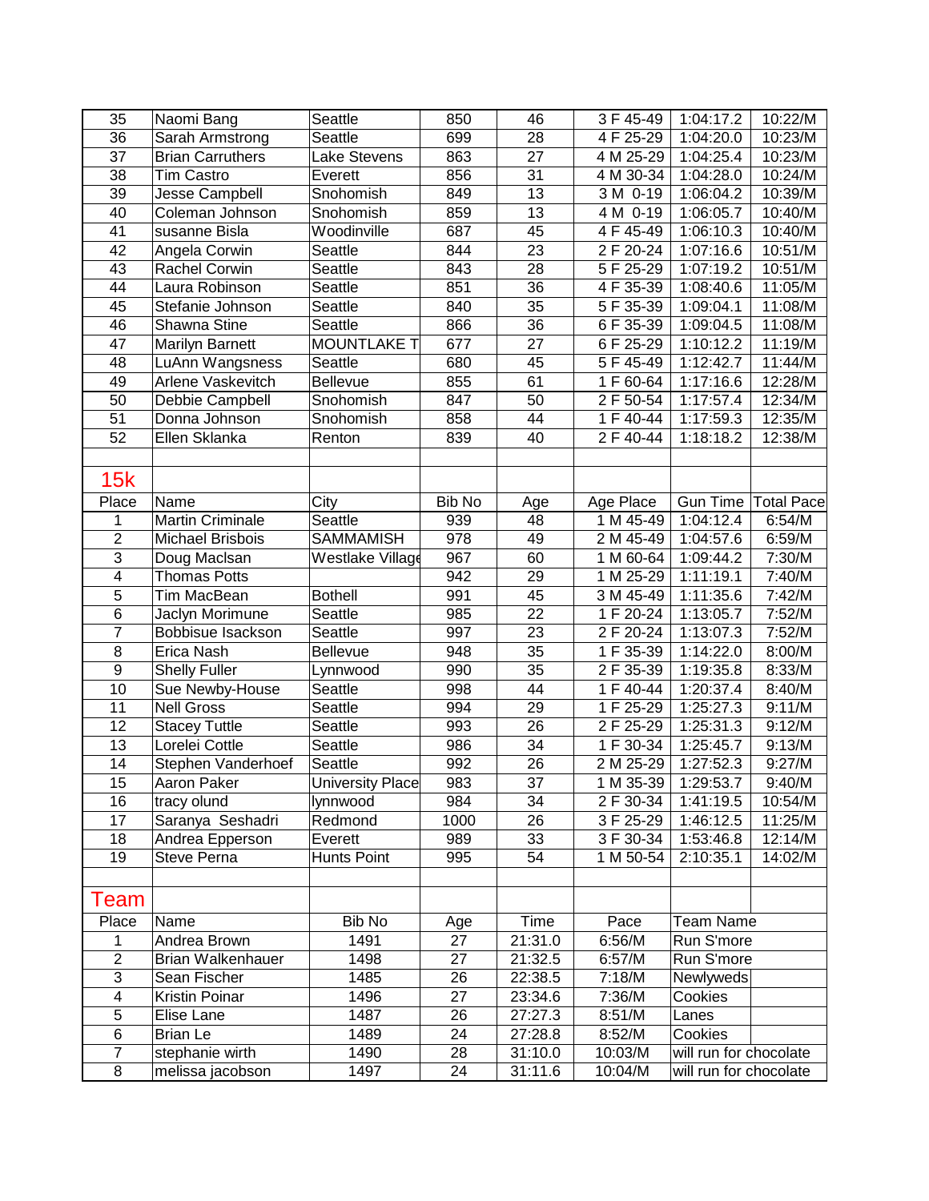| | | | | | | | |
|---|---|---|---|---|---|---|---|
| 35 | Naomi Bang | Seattle | 850 | 46 | 3 F 45-49 | 1:04:17.2 | 10:22/M |
| 36 | Sarah Armstrong | Seattle | 699 | 28 | 4 F 25-29 | 1:04:20.0 | 10:23/M |
| 37 | Brian Carruthers | Lake Stevens | 863 | 27 | 4 M 25-29 | 1:04:25.4 | 10:23/M |
| 38 | Tim Castro | Everett | 856 | 31 | 4 M 30-34 | 1:04:28.0 | 10:24/M |
| 39 | Jesse Campbell | Snohomish | 849 | 13 | 3 M 0-19 | 1:06:04.2 | 10:39/M |
| 40 | Coleman Johnson | Snohomish | 859 | 13 | 4 M 0-19 | 1:06:05.7 | 10:40/M |
| 41 | susanne Bisla | Woodinville | 687 | 45 | 4 F 45-49 | 1:06:10.3 | 10:40/M |
| 42 | Angela Corwin | Seattle | 844 | 23 | 2 F 20-24 | 1:07:16.6 | 10:51/M |
| 43 | Rachel Corwin | Seattle | 843 | 28 | 5 F 25-29 | 1:07:19.2 | 10:51/M |
| 44 | Laura Robinson | Seattle | 851 | 36 | 4 F 35-39 | 1:08:40.6 | 11:05/M |
| 45 | Stefanie Johnson | Seattle | 840 | 35 | 5 F 35-39 | 1:09:04.1 | 11:08/M |
| 46 | Shawna Stine | Seattle | 866 | 36 | 6 F 35-39 | 1:09:04.5 | 11:08/M |
| 47 | Marilyn Barnett | MOUNTLAKE T | 677 | 27 | 6 F 25-29 | 1:10:12.2 | 11:19/M |
| 48 | LuAnn Wangsness | Seattle | 680 | 45 | 5 F 45-49 | 1:12:42.7 | 11:44/M |
| 49 | Arlene Vaskevitch | Bellevue | 855 | 61 | 1 F 60-64 | 1:17:16.6 | 12:28/M |
| 50 | Debbie Campbell | Snohomish | 847 | 50 | 2 F 50-54 | 1:17:57.4 | 12:34/M |
| 51 | Donna Johnson | Snohomish | 858 | 44 | 1 F 40-44 | 1:17:59.3 | 12:35/M |
| 52 | Ellen Sklanka | Renton | 839 | 40 | 2 F 40-44 | 1:18:18.2 | 12:38/M |

## 15k

| Place | Name | City | Bib No | Age | Age Place | Gun Time | Total Pace |
|---|---|---|---|---|---|---|---|
| 1 | Martin Criminale | Seattle | 939 | 48 | 1 M 45-49 | 1:04:12.4 | 6:54/M |
| 2 | Michael Brisbois | SAMMAMISH | 978 | 49 | 2 M 45-49 | 1:04:57.6 | 6:59/M |
| 3 | Doug MacIsan | Westlake Village | 967 | 60 | 1 M 60-64 | 1:09:44.2 | 7:30/M |
| 4 | Thomas Potts | | 942 | 29 | 1 M 25-29 | 1:11:19.1 | 7:40/M |
| 5 | Tim MacBean | Bothell | 991 | 45 | 3 M 45-49 | 1:11:35.6 | 7:42/M |
| 6 | Jaclyn Morimune | Seattle | 985 | 22 | 1 F 20-24 | 1:13:05.7 | 7:52/M |
| 7 | Bobbisue Isackson | Seattle | 997 | 23 | 2 F 20-24 | 1:13:07.3 | 7:52/M |
| 8 | Erica Nash | Bellevue | 948 | 35 | 1 F 35-39 | 1:14:22.0 | 8:00/M |
| 9 | Shelly Fuller | Lynnwood | 990 | 35 | 2 F 35-39 | 1:19:35.8 | 8:33/M |
| 10 | Sue Newby-House | Seattle | 998 | 44 | 1 F 40-44 | 1:20:37.4 | 8:40/M |
| 11 | Nell Gross | Seattle | 994 | 29 | 1 F 25-29 | 1:25:27.3 | 9:11/M |
| 12 | Stacey Tuttle | Seattle | 993 | 26 | 2 F 25-29 | 1:25:31.3 | 9:12/M |
| 13 | Lorelei Cottle | Seattle | 986 | 34 | 1 F 30-34 | 1:25:45.7 | 9:13/M |
| 14 | Stephen Vanderhoef | Seattle | 992 | 26 | 2 M 25-29 | 1:27:52.3 | 9:27/M |
| 15 | Aaron Paker | University Place | 983 | 37 | 1 M 35-39 | 1:29:53.7 | 9:40/M |
| 16 | tracy olund | lynnwood | 984 | 34 | 2 F 30-34 | 1:41:19.5 | 10:54/M |
| 17 | Saranya Seshadri | Redmond | 1000 | 26 | 3 F 25-29 | 1:46:12.5 | 11:25/M |
| 18 | Andrea Epperson | Everett | 989 | 33 | 3 F 30-34 | 1:53:46.8 | 12:14/M |
| 19 | Steve Perna | Hunts Point | 995 | 54 | 1 M 50-54 | 2:10:35.1 | 14:02/M |

## Team

| Place | Name | Bib No | Age | Time | Pace | Team Name |
|---|---|---|---|---|---|---|
| 1 | Andrea Brown | 1491 | 27 | 21:31.0 | 6:56/M | Run S'more |
| 2 | Brian Walkenhauer | 1498 | 27 | 21:32.5 | 6:57/M | Run S'more |
| 3 | Sean Fischer | 1485 | 26 | 22:38.5 | 7:18/M | Newlyweds |
| 4 | Kristin Poinar | 1496 | 27 | 23:34.6 | 7:36/M | Cookies |
| 5 | Elise Lane | 1487 | 26 | 27:27.3 | 8:51/M | Lanes |
| 6 | Brian Le | 1489 | 24 | 27:28.8 | 8:52/M | Cookies |
| 7 | stephanie wirth | 1490 | 28 | 31:10.0 | 10:03/M | will run for chocolate |
| 8 | melissa jacobson | 1497 | 24 | 31:11.6 | 10:04/M | will run for chocolate |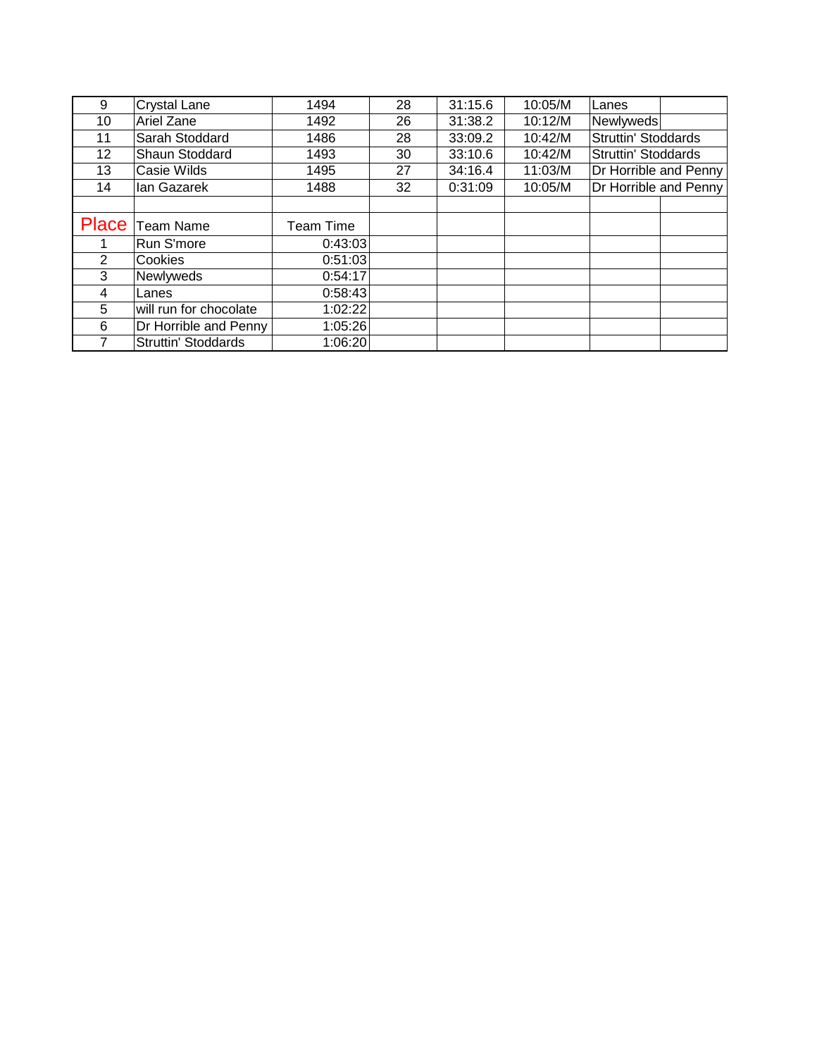| | | | | | | | |
|---|---|---|---|---|---|---|---|
| 9 | Crystal Lane | 1494 | 28 | 31:15.6 | 10:05/M | Lanes | |
| 10 | Ariel Zane | 1492 | 26 | 31:38.2 | 10:12/M | Newlyweds | |
| 11 | Sarah Stoddard | 1486 | 28 | 33:09.2 | 10:42/M | Struttin' Stoddards | |
| 12 | Shaun Stoddard | 1493 | 30 | 33:10.6 | 10:42/M | Struttin' Stoddards | |
| 13 | Casie Wilds | 1495 | 27 | 34:16.4 | 11:03/M | Dr Horrible and Penny | |
| 14 | Ian Gazarek | 1488 | 32 | 0:31:09 | 10:05/M | Dr Horrible and Penny | |
| | | | | | | | |
| Place | Team Name | Team Time | | | | | |
| 1 | Run S'more | 0:43:03 | | | | | |
| 2 | Cookies | 0:51:03 | | | | | |
| 3 | Newlyweds | 0:54:17 | | | | | |
| 4 | Lanes | 0:58:43 | | | | | |
| 5 | will run for chocolate | 1:02:22 | | | | | |
| 6 | Dr Horrible and Penny | 1:05:26 | | | | | |
| 7 | Struttin' Stoddards | 1:06:20 | | | | | |